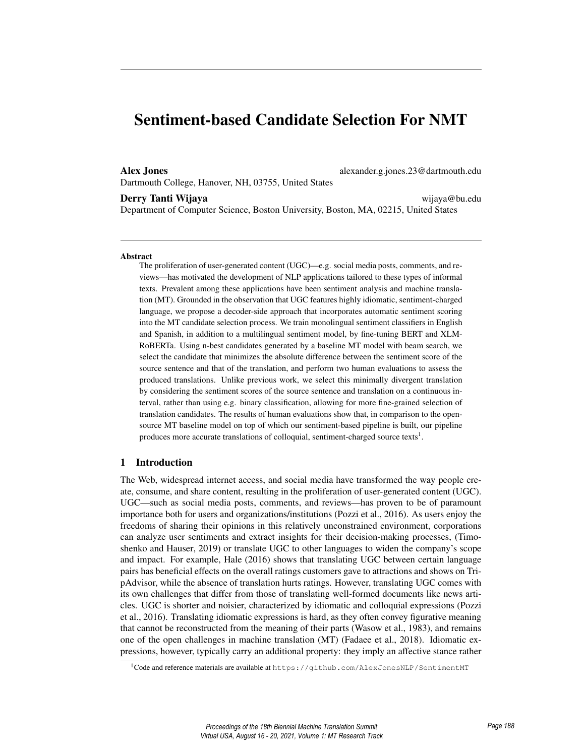# Sentiment-based Candidate Selection For NMT

**Alex Jones** alexander.g.jones.23@dartmouth.edu
Dartmouth College, Hanover, NH, 03755, United States

**Derry Tanti Wijaya** wijaya@bu.edu
Department of Computer Science, Boston University, Boston, MA, 02215, United States

### Abstract

The proliferation of user-generated content (UGC)—e.g. social media posts, comments, and reviews—has motivated the development of NLP applications tailored to these types of informal texts. Prevalent among these applications have been sentiment analysis and machine translation (MT). Grounded in the observation that UGC features highly idiomatic, sentiment-charged language, we propose a decoder-side approach that incorporates automatic sentiment scoring into the MT candidate selection process. We train monolingual sentiment classifiers in English and Spanish, in addition to a multilingual sentiment model, by fine-tuning BERT and XLM-RoBERTa. Using n-best candidates generated by a baseline MT model with beam search, we select the candidate that minimizes the absolute difference between the sentiment score of the source sentence and that of the translation, and perform two human evaluations to assess the produced translations. Unlike previous work, we select this minimally divergent translation by considering the sentiment scores of the source sentence and translation on a continuous interval, rather than using e.g. binary classification, allowing for more fine-grained selection of translation candidates. The results of human evaluations show that, in comparison to the open-source MT baseline model on top of which our sentiment-based pipeline is built, our pipeline produces more accurate translations of colloquial, sentiment-charged source texts[1].

## 1 Introduction

The Web, widespread internet access, and social media have transformed the way people create, consume, and share content, resulting in the proliferation of user-generated content (UGC). UGC—such as social media posts, comments, and reviews—has proven to be of paramount importance both for users and organizations/institutions (Pozzi et al., 2016). As users enjoy the freedoms of sharing their opinions in this relatively unconstrained environment, corporations can analyze user sentiments and extract insights for their decision-making processes, (Timoshenko and Hauser, 2019) or translate UGC to other languages to widen the company's scope and impact. For example, Hale (2016) shows that translating UGC between certain language pairs has beneficial effects on the overall ratings customers gave to attractions and shows on TripAdvisor, while the absence of translation hurts ratings. However, translating UGC comes with its own challenges that differ from those of translating well-formed documents like news articles. UGC is shorter and noisier, characterized by idiomatic and colloquial expressions (Pozzi et al., 2016). Translating idiomatic expressions is hard, as they often convey figurative meaning that cannot be reconstructed from the meaning of their parts (Wasow et al., 1983), and remains one of the open challenges in machine translation (MT) (Fadaee et al., 2018). Idiomatic expressions, however, typically carry an additional property: they imply an affective stance rather

[1] Code and reference materials are available at https://github.com/AlexJonesNLP/SentimentMT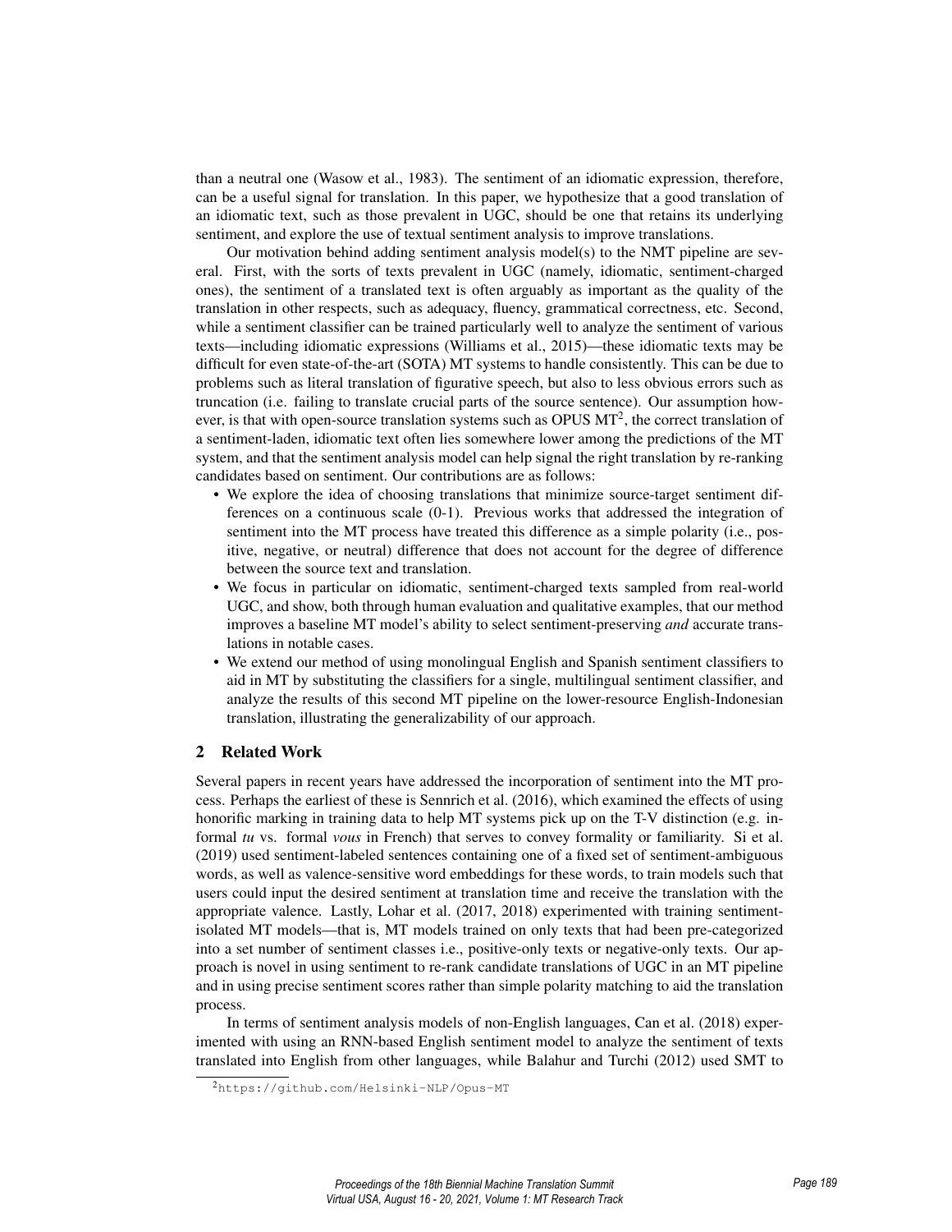than a neutral one (Wasow et al., 1983). The sentiment of an idiomatic expression, therefore, can be a useful signal for translation. In this paper, we hypothesize that a good translation of an idiomatic text, such as those prevalent in UGC, should be one that retains its underlying sentiment, and explore the use of textual sentiment analysis to improve translations.

Our motivation behind adding sentiment analysis model(s) to the NMT pipeline are several. First, with the sorts of texts prevalent in UGC (namely, idiomatic, sentiment-charged ones), the sentiment of a translated text is often arguably as important as the quality of the translation in other respects, such as adequacy, fluency, grammatical correctness, etc. Second, while a sentiment classifier can be trained particularly well to analyze the sentiment of various texts—including idiomatic expressions (Williams et al., 2015)—these idiomatic texts may be difficult for even state-of-the-art (SOTA) MT systems to handle consistently. This can be due to problems such as literal translation of figurative speech, but also to less obvious errors such as truncation (i.e. failing to translate crucial parts of the source sentence). Our assumption however, is that with open-source translation systems such as OPUS MT[2], the correct translation of a sentiment-laden, idiomatic text often lies somewhere lower among the predictions of the MT system, and that the sentiment analysis model can help signal the right translation by re-ranking candidates based on sentiment. Our contributions are as follows:

- We explore the idea of choosing translations that minimize source-target sentiment differences on a continuous scale (0-1). Previous works that addressed the integration of sentiment into the MT process have treated this difference as a simple polarity (i.e., positive, negative, or neutral) difference that does not account for the degree of difference between the source text and translation.
- We focus in particular on idiomatic, sentiment-charged texts sampled from real-world UGC, and show, both through human evaluation and qualitative examples, that our method improves a baseline MT model's ability to select sentiment-preserving *and* accurate translations in notable cases.
- We extend our method of using monolingual English and Spanish sentiment classifiers to aid in MT by substituting the classifiers for a single, multilingual sentiment classifier, and analyze the results of this second MT pipeline on the lower-resource English-Indonesian translation, illustrating the generalizability of our approach.

## 2 Related Work

Several papers in recent years have addressed the incorporation of sentiment into the MT process. Perhaps the earliest of these is Sennrich et al. (2016), which examined the effects of using honorific marking in training data to help MT systems pick up on the T-V distinction (e.g. informal *tu* vs. formal *vous* in French) that serves to convey formality or familiarity. Si et al. (2019) used sentiment-labeled sentences containing one of a fixed set of sentiment-ambiguous words, as well as valence-sensitive word embeddings for these words, to train models such that users could input the desired sentiment at translation time and receive the translation with the appropriate valence. Lastly, Lohar et al. (2017, 2018) experimented with training sentiment-isolated MT models—that is, MT models trained on only texts that had been pre-categorized into a set number of sentiment classes i.e., positive-only texts or negative-only texts. Our approach is novel in using sentiment to re-rank candidate translations of UGC in an MT pipeline and in using precise sentiment scores rather than simple polarity matching to aid the translation process.

In terms of sentiment analysis models of non-English languages, Can et al. (2018) experimented with using an RNN-based English sentiment model to analyze the sentiment of texts translated into English from other languages, while Balahur and Turchi (2012) used SMT to

[2] https://github.com/Helsinki-NLP/Opus-MT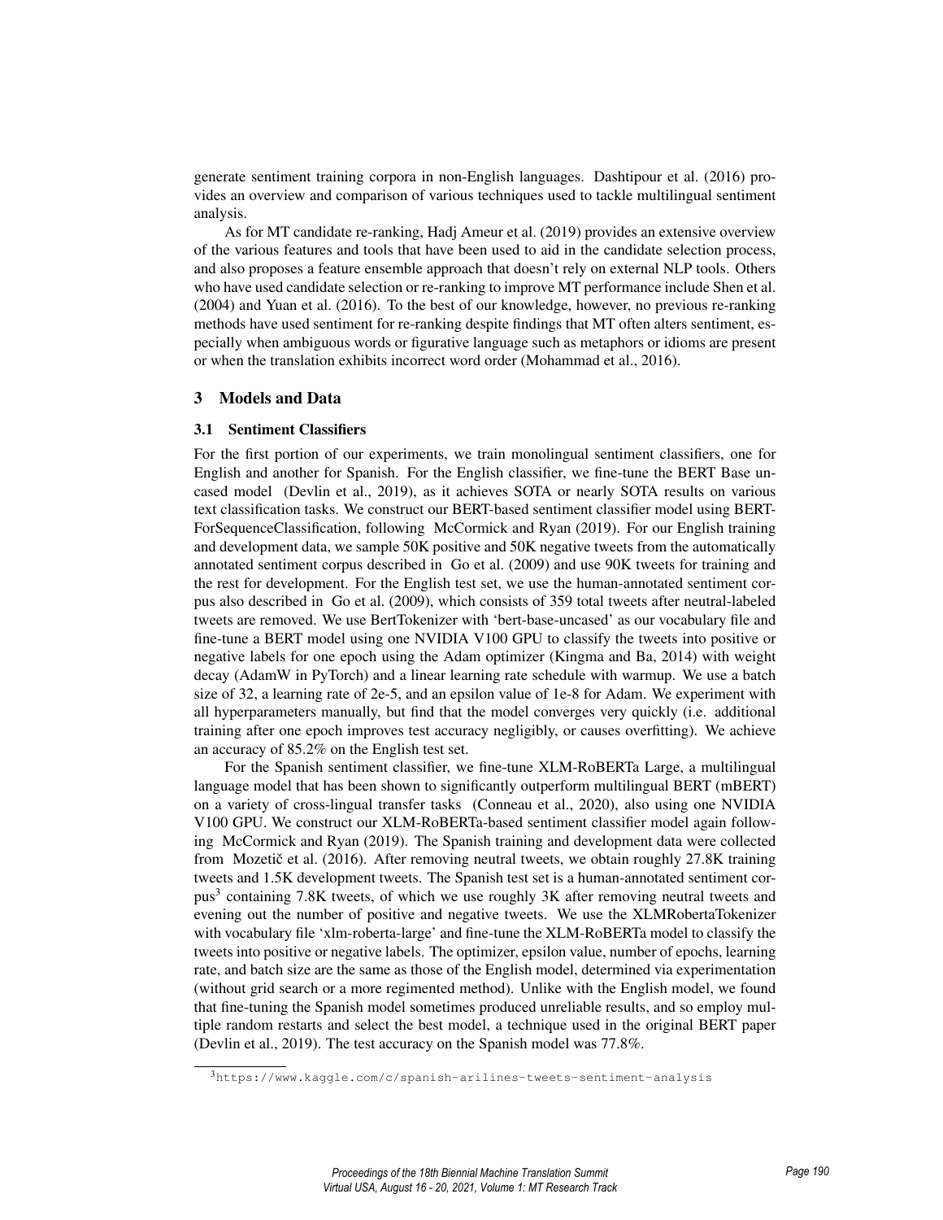generate sentiment training corpora in non-English languages. Dashtipour et al. (2016) provides an overview and comparison of various techniques used to tackle multilingual sentiment analysis.

As for MT candidate re-ranking, Hadj Ameur et al. (2019) provides an extensive overview of the various features and tools that have been used to aid in the candidate selection process, and also proposes a feature ensemble approach that doesn't rely on external NLP tools. Others who have used candidate selection or re-ranking to improve MT performance include Shen et al. (2004) and Yuan et al. (2016). To the best of our knowledge, however, no previous re-ranking methods have used sentiment for re-ranking despite findings that MT often alters sentiment, especially when ambiguous words or figurative language such as metaphors or idioms are present or when the translation exhibits incorrect word order (Mohammad et al., 2016).

## 3 Models and Data

### 3.1 Sentiment Classifiers

For the first portion of our experiments, we train monolingual sentiment classifiers, one for English and another for Spanish. For the English classifier, we fine-tune the BERT Base uncased model (Devlin et al., 2019), as it achieves SOTA or nearly SOTA results on various text classification tasks. We construct our BERT-based sentiment classifier model using BERTForSequenceClassification, following McCormick and Ryan (2019). For our English training and development data, we sample 50K positive and 50K negative tweets from the automatically annotated sentiment corpus described in Go et al. (2009) and use 90K tweets for training and the rest for development. For the English test set, we use the human-annotated sentiment corpus also described in Go et al. (2009), which consists of 359 total tweets after neutral-labeled tweets are removed. We use BertTokenizer with 'bert-base-uncased' as our vocabulary file and fine-tune a BERT model using one NVIDIA V100 GPU to classify the tweets into positive or negative labels for one epoch using the Adam optimizer (Kingma and Ba, 2014) with weight decay (AdamW in PyTorch) and a linear learning rate schedule with warmup. We use a batch size of 32, a learning rate of 2e-5, and an epsilon value of 1e-8 for Adam. We experiment with all hyperparameters manually, but find that the model converges very quickly (i.e. additional training after one epoch improves test accuracy negligibly, or causes overfitting). We achieve an accuracy of 85.2% on the English test set.

For the Spanish sentiment classifier, we fine-tune XLM-RoBERTa Large, a multilingual language model that has been shown to significantly outperform multilingual BERT (mBERT) on a variety of cross-lingual transfer tasks (Conneau et al., 2020), also using one NVIDIA V100 GPU. We construct our XLM-RoBERTa-based sentiment classifier model again following McCormick and Ryan (2019). The Spanish training and development data were collected from Mozetič et al. (2016). After removing neutral tweets, we obtain roughly 27.8K training tweets and 1.5K development tweets. The Spanish test set is a human-annotated sentiment corpus[3] containing 7.8K tweets, of which we use roughly 3K after removing neutral tweets and evening out the number of positive and negative tweets. We use the XLMRobertaTokenizer with vocabulary file 'xlm-roberta-large' and fine-tune the XLM-RoBERTa model to classify the tweets into positive or negative labels. The optimizer, epsilon value, number of epochs, learning rate, and batch size are the same as those of the English model, determined via experimentation (without grid search or a more regimented method). Unlike with the English model, we found that fine-tuning the Spanish model sometimes produced unreliable results, and so employ multiple random restarts and select the best model, a technique used in the original BERT paper (Devlin et al., 2019). The test accuracy on the Spanish model was 77.8%.

[3] https://www.kaggle.com/c/spanish-arilines-tweets-sentiment-analysis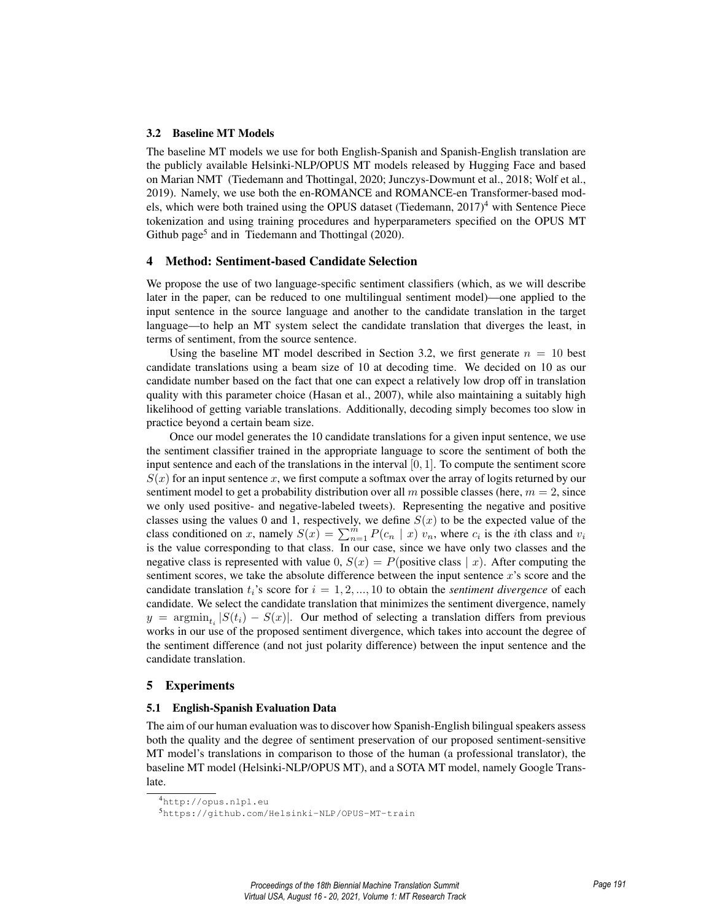### 3.2 Baseline MT Models

The baseline MT models we use for both English-Spanish and Spanish-English translation are the publicly available Helsinki-NLP/OPUS MT models released by Hugging Face and based on Marian NMT (Tiedemann and Thottingal, 2020; Junczys-Dowmunt et al., 2018; Wolf et al., 2019). Namely, we use both the en-ROMANCE and ROMANCE-en Transformer-based models, which were both trained using the OPUS dataset (Tiedemann, 2017)[4] with Sentence Piece tokenization and using training procedures and hyperparameters specified on the OPUS MT Github page[5] and in Tiedemann and Thottingal (2020).

## 4 Method: Sentiment-based Candidate Selection

We propose the use of two language-specific sentiment classifiers (which, as we will describe later in the paper, can be reduced to one multilingual sentiment model)—one applied to the input sentence in the source language and another to the candidate translation in the target language—to help an MT system select the candidate translation that diverges the least, in terms of sentiment, from the source sentence.

Using the baseline MT model described in Section 3.2, we first generate $n = 10$ best candidate translations using a beam size of 10 at decoding time. We decided on 10 as our candidate number based on the fact that one can expect a relatively low drop off in translation quality with this parameter choice (Hasan et al., 2007), while also maintaining a suitably high likelihood of getting variable translations. Additionally, decoding simply becomes too slow in practice beyond a certain beam size.

Once our model generates the 10 candidate translations for a given input sentence, we use the sentiment classifier trained in the appropriate language to score the sentiment of both the input sentence and each of the translations in the interval $[0, 1]$. To compute the sentiment score $S(x)$ for an input sentence $x$, we first compute a softmax over the array of logits returned by our sentiment model to get a probability distribution over all $m$ possible classes (here, $m = 2$, since we only used positive- and negative-labeled tweets). Representing the negative and positive classes using the values 0 and 1, respectively, we define $S(x)$ to be the expected value of the class conditioned on $x$, namely $S(x) = \sum_{n=1}^{m} P(c_n \mid x)\, v_n$, where $c_i$ is the $i$th class and $v_i$ is the value corresponding to that class. In our case, since we have only two classes and the negative class is represented with value 0, $S(x) = P(\text{positive class} \mid x)$. After computing the sentiment scores, we take the absolute difference between the input sentence $x$'s score and the candidate translation $t_i$'s score for $i = 1, 2, ..., 10$ to obtain the *sentiment divergence* of each candidate. We select the candidate translation that minimizes the sentiment divergence, namely $y = \text{argmin}_{t_i} |S(t_i) - S(x)|$. Our method of selecting a translation differs from previous works in our use of the proposed sentiment divergence, which takes into account the degree of the sentiment difference (and not just polarity difference) between the input sentence and the candidate translation.

## 5 Experiments

### 5.1 English-Spanish Evaluation Data

The aim of our human evaluation was to discover how Spanish-English bilingual speakers assess both the quality and the degree of sentiment preservation of our proposed sentiment-sensitive MT model's translations in comparison to those of the human (a professional translator), the baseline MT model (Helsinki-NLP/OPUS MT), and a SOTA MT model, namely Google Translate.

[4] http://opus.nlpl.eu

[5] https://github.com/Helsinki-NLP/OPUS-MT-train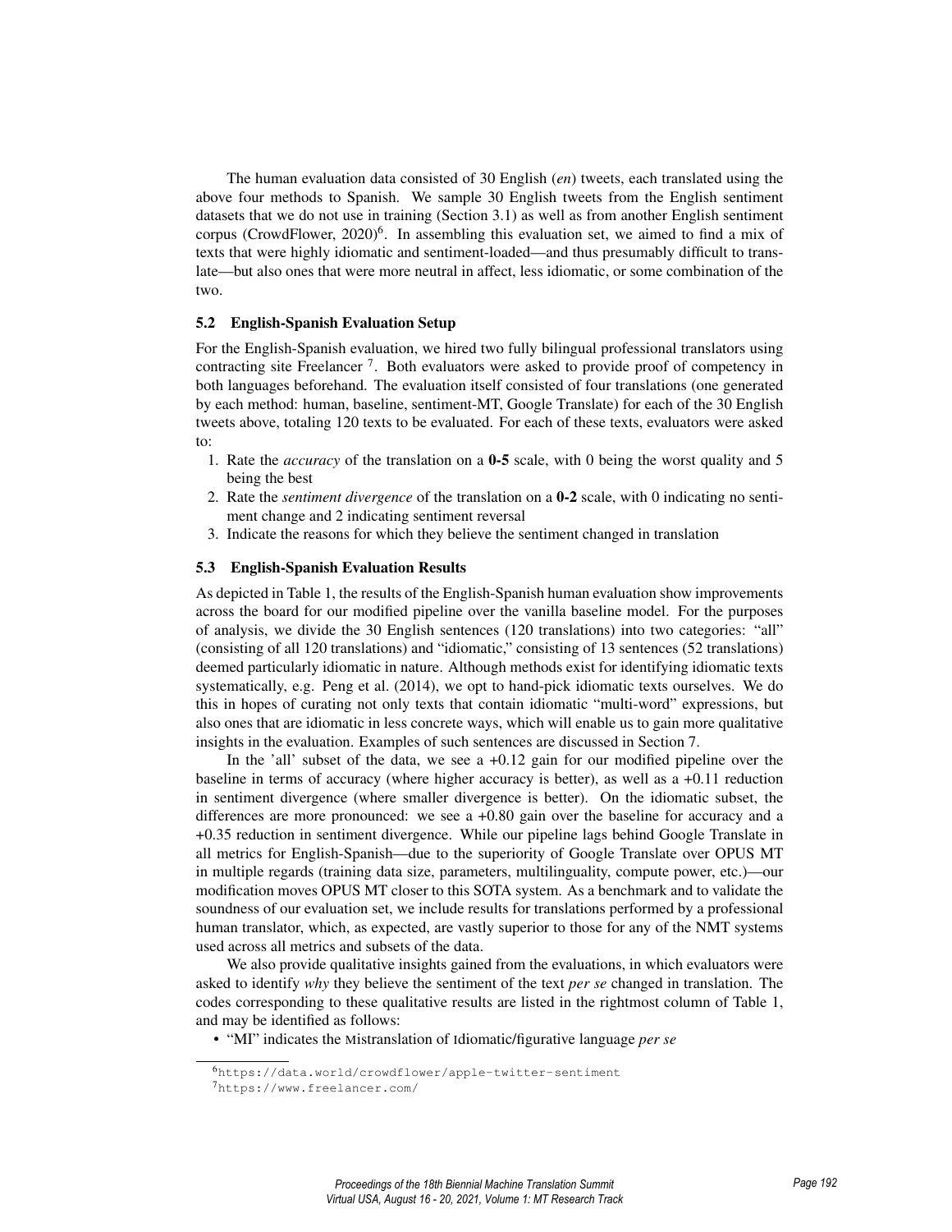The human evaluation data consisted of 30 English (*en*) tweets, each translated using the above four methods to Spanish. We sample 30 English tweets from the English sentiment datasets that we do not use in training (Section 3.1) as well as from another English sentiment corpus (CrowdFlower, 2020)[6]. In assembling this evaluation set, we aimed to find a mix of texts that were highly idiomatic and sentiment-loaded—and thus presumably difficult to translate—but also ones that were more neutral in affect, less idiomatic, or some combination of the two.

### 5.2 English-Spanish Evaluation Setup

For the English-Spanish evaluation, we hired two fully bilingual professional translators using contracting site Freelancer [7]. Both evaluators were asked to provide proof of competency in both languages beforehand. The evaluation itself consisted of four translations (one generated by each method: human, baseline, sentiment-MT, Google Translate) for each of the 30 English tweets above, totaling 120 texts to be evaluated. For each of these texts, evaluators were asked to:

1. Rate the *accuracy* of the translation on a **0-5** scale, with 0 being the worst quality and 5 being the best
2. Rate the *sentiment divergence* of the translation on a **0-2** scale, with 0 indicating no sentiment change and 2 indicating sentiment reversal
3. Indicate the reasons for which they believe the sentiment changed in translation

### 5.3 English-Spanish Evaluation Results

As depicted in Table 1, the results of the English-Spanish human evaluation show improvements across the board for our modified pipeline over the vanilla baseline model. For the purposes of analysis, we divide the 30 English sentences (120 translations) into two categories: "all" (consisting of all 120 translations) and "idiomatic," consisting of 13 sentences (52 translations) deemed particularly idiomatic in nature. Although methods exist for identifying idiomatic texts systematically, e.g. Peng et al. (2014), we opt to hand-pick idiomatic texts ourselves. We do this in hopes of curating not only texts that contain idiomatic "multi-word" expressions, but also ones that are idiomatic in less concrete ways, which will enable us to gain more qualitative insights in the evaluation. Examples of such sentences are discussed in Section 7.

In the 'all' subset of the data, we see a +0.12 gain for our modified pipeline over the baseline in terms of accuracy (where higher accuracy is better), as well as a +0.11 reduction in sentiment divergence (where smaller divergence is better). On the idiomatic subset, the differences are more pronounced: we see a +0.80 gain over the baseline for accuracy and a +0.35 reduction in sentiment divergence. While our pipeline lags behind Google Translate in all metrics for English-Spanish—due to the superiority of Google Translate over OPUS MT in multiple regards (training data size, parameters, multilinguality, compute power, etc.)—our modification moves OPUS MT closer to this SOTA system. As a benchmark and to validate the soundness of our evaluation set, we include results for translations performed by a professional human translator, which, as expected, are vastly superior to those for any of the NMT systems used across all metrics and subsets of the data.

We also provide qualitative insights gained from the evaluations, in which evaluators were asked to identify *why* they believe the sentiment of the text *per se* changed in translation. The codes corresponding to these qualitative results are listed in the rightmost column of Table 1, and may be identified as follows:

- "MI" indicates the Mistranslation of Idiomatic/figurative language *per se*

[6] https://data.world/crowdflower/apple-twitter-sentiment

[7] https://www.freelancer.com/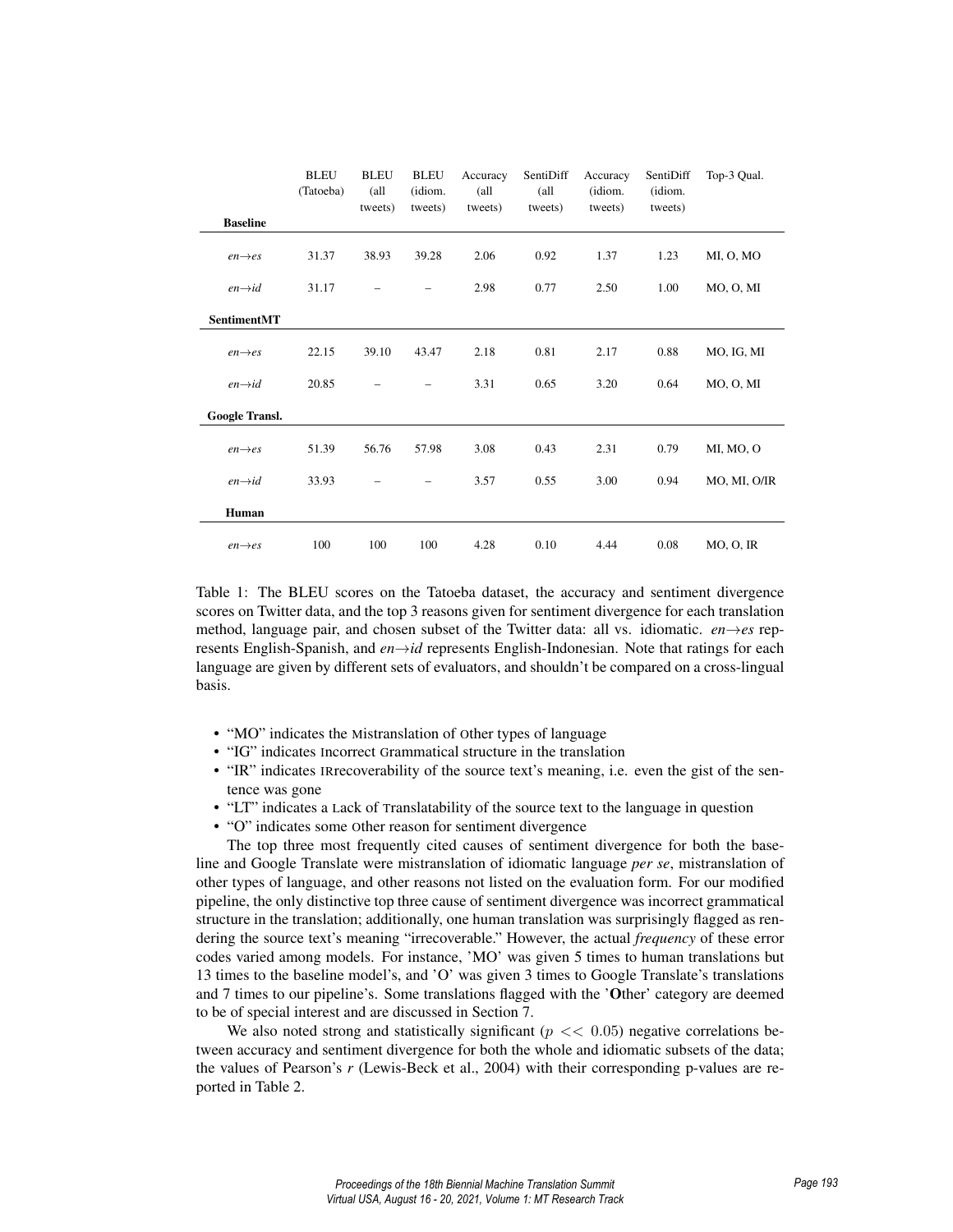| | BLEU (Tatoeba) | BLEU (all tweets) | BLEU (idiom. tweets) | Accuracy (all tweets) | SentiDiff (all tweets) | Accuracy (idiom. tweets) | SentiDiff (idiom. tweets) | Top-3 Qual. |
|---|---|---|---|---|---|---|---|---|
| **Baseline** | | | | | | | | |
| *en→es* | 31.37 | 38.93 | 39.28 | 2.06 | 0.92 | 1.37 | 1.23 | MI, O, MO |
| *en→id* | 31.17 | – | – | 2.98 | 0.77 | 2.50 | 1.00 | MO, O, MI |
| **SentimentMT** | | | | | | | | |
| *en→es* | 22.15 | 39.10 | 43.47 | 2.18 | 0.81 | 2.17 | 0.88 | MO, IG, MI |
| *en→id* | 20.85 | – | – | 3.31 | 0.65 | 3.20 | 0.64 | MO, O, MI |
| **Google Transl.** | | | | | | | | |
| *en→es* | 51.39 | 56.76 | 57.98 | 3.08 | 0.43 | 2.31 | 0.79 | MI, MO, O |
| *en→id* | 33.93 | – | – | 3.57 | 0.55 | 3.00 | 0.94 | MO, MI, O/IR |
| **Human** | | | | | | | | |
| *en→es* | 100 | 100 | 100 | 4.28 | 0.10 | 4.44 | 0.08 | MO, O, IR |

Table 1: The BLEU scores on the Tatoeba dataset, the accuracy and sentiment divergence scores on Twitter data, and the top 3 reasons given for sentiment divergence for each translation method, language pair, and chosen subset of the Twitter data: all vs. idiomatic. *en→es* represents English-Spanish, and *en→id* represents English-Indonesian. Note that ratings for each language are given by different sets of evaluators, and shouldn't be compared on a cross-lingual basis.

- "MO" indicates the Mistranslation of Other types of language
- "IG" indicates Incorrect Grammatical structure in the translation
- "IR" indicates IRrecoverability of the source text's meaning, i.e. even the gist of the sentence was gone
- "LT" indicates a Lack of Translatability of the source text to the language in question
- "O" indicates some Other reason for sentiment divergence

The top three most frequently cited causes of sentiment divergence for both the baseline and Google Translate were mistranslation of idiomatic language *per se*, mistranslation of other types of language, and other reasons not listed on the evaluation form. For our modified pipeline, the only distinctive top three cause of sentiment divergence was incorrect grammatical structure in the translation; additionally, one human translation was surprisingly flagged as rendering the source text's meaning "irrecoverable." However, the actual *frequency* of these error codes varied among models. For instance, 'MO' was given 5 times to human translations but 13 times to the baseline model's, and 'O' was given 3 times to Google Translate's translations and 7 times to our pipeline's. Some translations flagged with the '**O**ther' category are deemed to be of special interest and are discussed in Section 7.

We also noted strong and statistically significant ($p << 0.05$) negative correlations between accuracy and sentiment divergence for both the whole and idiomatic subsets of the data; the values of Pearson's *r* (Lewis-Beck et al., 2004) with their corresponding p-values are reported in Table 2.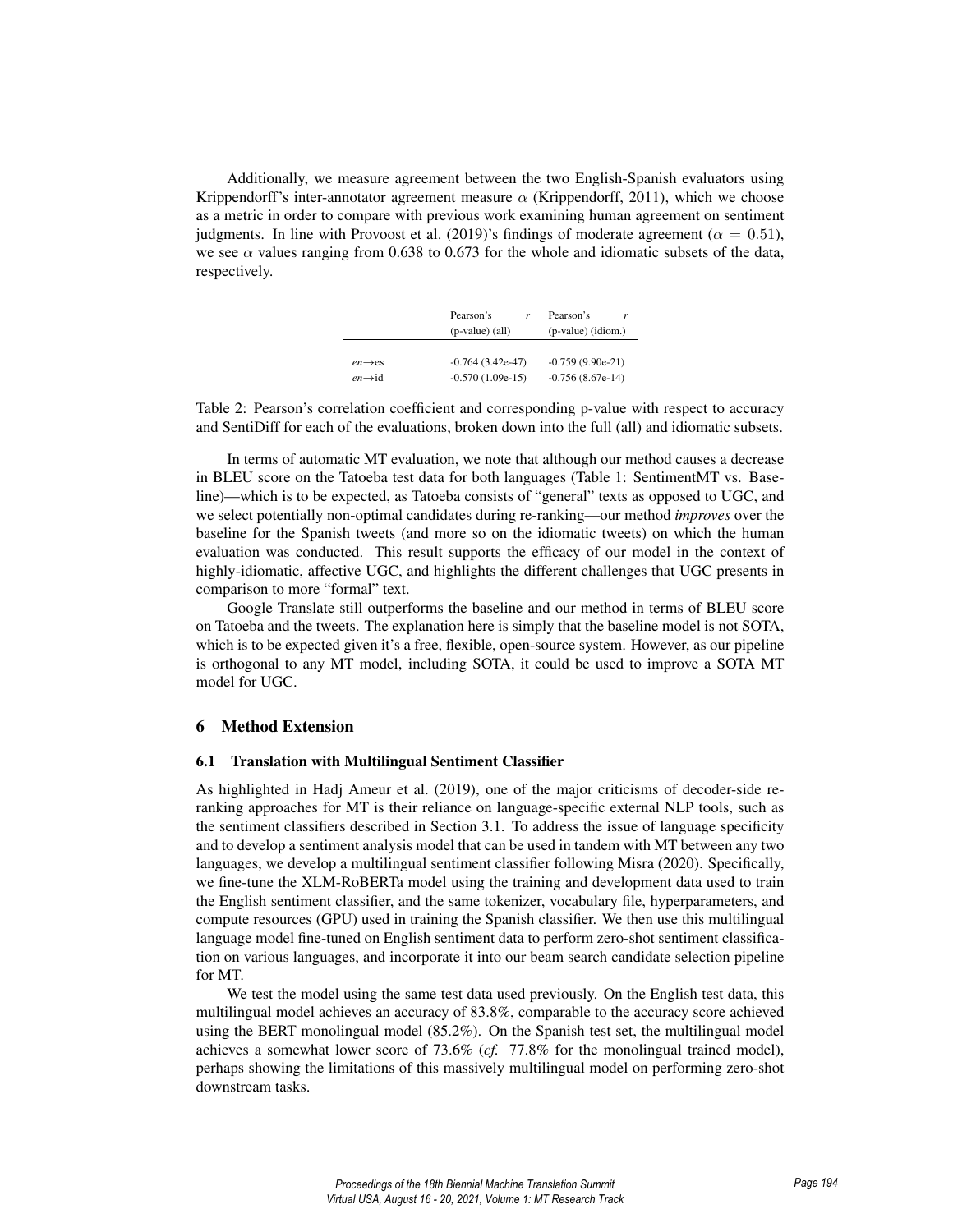Additionally, we measure agreement between the two English-Spanish evaluators using Krippendorff's inter-annotator agreement measure $\alpha$ (Krippendorff, 2011), which we choose as a metric in order to compare with previous work examining human agreement on sentiment judgments. In line with Provoost et al. (2019)'s findings of moderate agreement ($\alpha = 0.51$), we see $\alpha$ values ranging from 0.638 to 0.673 for the whole and idiomatic subsets of the data, respectively.

| | Pearson's $r$ (p-value) (all) | Pearson's $r$ (p-value) (idiom.) |
|---|---|---|
| *en*→es | -0.764 (3.42e-47) | -0.759 (9.90e-21) |
| *en*→id | -0.570 (1.09e-15) | -0.756 (8.67e-14) |

Table 2: Pearson's correlation coefficient and corresponding p-value with respect to accuracy and SentiDiff for each of the evaluations, broken down into the full (all) and idiomatic subsets.

In terms of automatic MT evaluation, we note that although our method causes a decrease in BLEU score on the Tatoeba test data for both languages (Table 1: SentimentMT vs. Baseline)—which is to be expected, as Tatoeba consists of "general" texts as opposed to UGC, and we select potentially non-optimal candidates during re-ranking—our method *improves* over the baseline for the Spanish tweets (and more so on the idiomatic tweets) on which the human evaluation was conducted. This result supports the efficacy of our model in the context of highly-idiomatic, affective UGC, and highlights the different challenges that UGC presents in comparison to more "formal" text.

Google Translate still outperforms the baseline and our method in terms of BLEU score on Tatoeba and the tweets. The explanation here is simply that the baseline model is not SOTA, which is to be expected given it's a free, flexible, open-source system. However, as our pipeline is orthogonal to any MT model, including SOTA, it could be used to improve a SOTA MT model for UGC.

## 6 Method Extension

### 6.1 Translation with Multilingual Sentiment Classifier

As highlighted in Hadj Ameur et al. (2019), one of the major criticisms of decoder-side re-ranking approaches for MT is their reliance on language-specific external NLP tools, such as the sentiment classifiers described in Section 3.1. To address the issue of language specificity and to develop a sentiment analysis model that can be used in tandem with MT between any two languages, we develop a multilingual sentiment classifier following Misra (2020). Specifically, we fine-tune the XLM-RoBERTa model using the training and development data used to train the English sentiment classifier, and the same tokenizer, vocabulary file, hyperparameters, and compute resources (GPU) used in training the Spanish classifier. We then use this multilingual language model fine-tuned on English sentiment data to perform zero-shot sentiment classification on various languages, and incorporate it into our beam search candidate selection pipeline for MT.

We test the model using the same test data used previously. On the English test data, this multilingual model achieves an accuracy of 83.8%, comparable to the accuracy score achieved using the BERT monolingual model (85.2%). On the Spanish test set, the multilingual model achieves a somewhat lower score of 73.6% (*cf.* 77.8% for the monolingual trained model), perhaps showing the limitations of this massively multilingual model on performing zero-shot downstream tasks.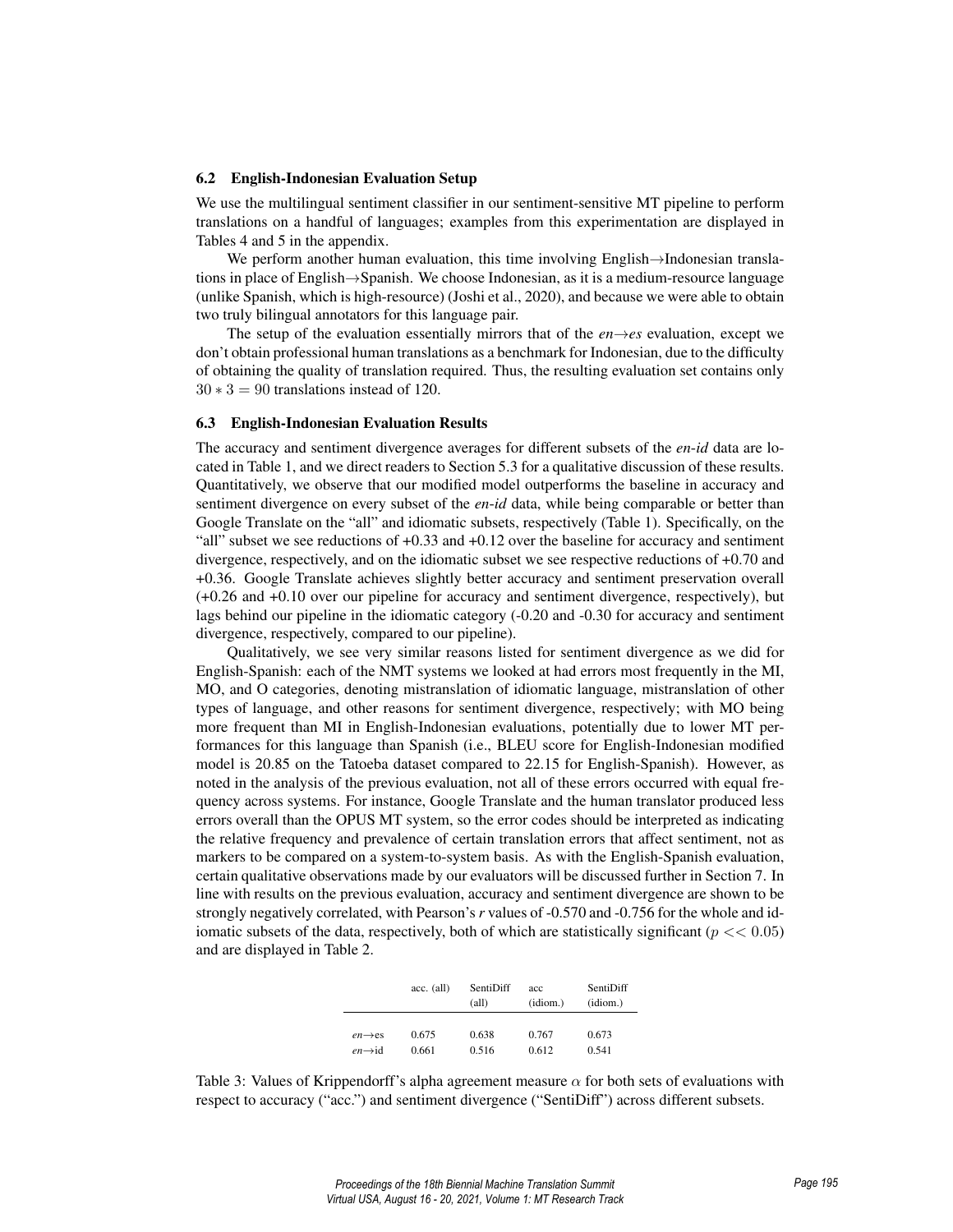### 6.2 English-Indonesian Evaluation Setup

We use the multilingual sentiment classifier in our sentiment-sensitive MT pipeline to perform translations on a handful of languages; examples from this experimentation are displayed in Tables 4 and 5 in the appendix.

We perform another human evaluation, this time involving English→Indonesian translations in place of English→Spanish. We choose Indonesian, as it is a medium-resource language (unlike Spanish, which is high-resource) (Joshi et al., 2020), and because we were able to obtain two truly bilingual annotators for this language pair.

The setup of the evaluation essentially mirrors that of the *en*→*es* evaluation, except we don't obtain professional human translations as a benchmark for Indonesian, due to the difficulty of obtaining the quality of translation required. Thus, the resulting evaluation set contains only $30 * 3 = 90$ translations instead of 120.

### 6.3 English-Indonesian Evaluation Results

The accuracy and sentiment divergence averages for different subsets of the *en-id* data are located in Table 1, and we direct readers to Section 5.3 for a qualitative discussion of these results. Quantitatively, we observe that our modified model outperforms the baseline in accuracy and sentiment divergence on every subset of the *en-id* data, while being comparable or better than Google Translate on the "all" and idiomatic subsets, respectively (Table 1). Specifically, on the "all" subset we see reductions of +0.33 and +0.12 over the baseline for accuracy and sentiment divergence, respectively, and on the idiomatic subset we see respective reductions of +0.70 and +0.36. Google Translate achieves slightly better accuracy and sentiment preservation overall (+0.26 and +0.10 over our pipeline for accuracy and sentiment divergence, respectively), but lags behind our pipeline in the idiomatic category (-0.20 and -0.30 for accuracy and sentiment divergence, respectively, compared to our pipeline).

Qualitatively, we see very similar reasons listed for sentiment divergence as we did for English-Spanish: each of the NMT systems we looked at had errors most frequently in the MI, MO, and O categories, denoting mistranslation of idiomatic language, mistranslation of other types of language, and other reasons for sentiment divergence, respectively; with MO being more frequent than MI in English-Indonesian evaluations, potentially due to lower MT performances for this language than Spanish (i.e., BLEU score for English-Indonesian modified model is 20.85 on the Tatoeba dataset compared to 22.15 for English-Spanish). However, as noted in the analysis of the previous evaluation, not all of these errors occurred with equal frequency across systems. For instance, Google Translate and the human translator produced less errors overall than the OPUS MT system, so the error codes should be interpreted as indicating the relative frequency and prevalence of certain translation errors that affect sentiment, not as markers to be compared on a system-to-system basis. As with the English-Spanish evaluation, certain qualitative observations made by our evaluators will be discussed further in Section 7. In line with results on the previous evaluation, accuracy and sentiment divergence are shown to be strongly negatively correlated, with Pearson's *r* values of -0.570 and -0.756 for the whole and idiomatic subsets of the data, respectively, both of which are statistically significant ($p << 0.05$) and are displayed in Table 2.

| | acc. (all) | SentiDiff (all) | acc (idiom.) | SentiDiff (idiom.) |
|---|---|---|---|---|
| *en*→es | 0.675 | 0.638 | 0.767 | 0.673 |
| *en*→id | 0.661 | 0.516 | 0.612 | 0.541 |

Table 3: Values of Krippendorff's alpha agreement measure $\alpha$ for both sets of evaluations with respect to accuracy ("acc.") and sentiment divergence ("SentiDiff") across different subsets.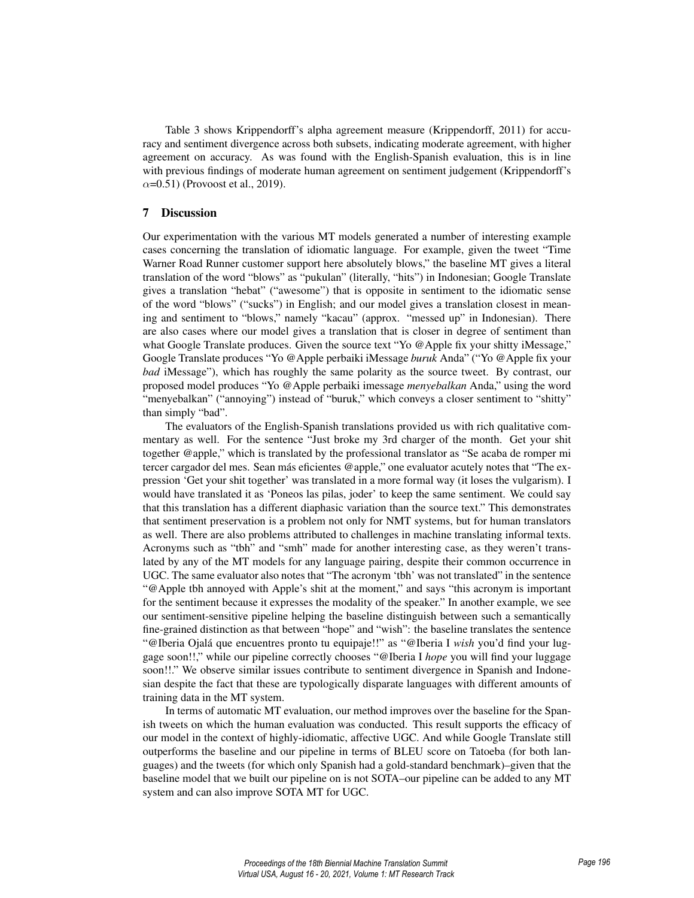Table 3 shows Krippendorff's alpha agreement measure (Krippendorff, 2011) for accuracy and sentiment divergence across both subsets, indicating moderate agreement, with higher agreement on accuracy. As was found with the English-Spanish evaluation, this is in line with previous findings of moderate human agreement on sentiment judgement (Krippendorff's $\alpha$=0.51) (Provoost et al., 2019).

## 7 Discussion

Our experimentation with the various MT models generated a number of interesting example cases concerning the translation of idiomatic language. For example, given the tweet "Time Warner Road Runner customer support here absolutely blows," the baseline MT gives a literal translation of the word "blows" as "pukulan" (literally, "hits") in Indonesian; Google Translate gives a translation "hebat" ("awesome") that is opposite in sentiment to the idiomatic sense of the word "blows" ("sucks") in English; and our model gives a translation closest in meaning and sentiment to "blows," namely "kacau" (approx. "messed up" in Indonesian). There are also cases where our model gives a translation that is closer in degree of sentiment than what Google Translate produces. Given the source text "Yo @Apple fix your shitty iMessage," Google Translate produces "Yo @Apple perbaiki iMessage *buruk* Anda" ("Yo @Apple fix your *bad* iMessage"), which has roughly the same polarity as the source tweet. By contrast, our proposed model produces "Yo @Apple perbaiki imessage *menyebalkan* Anda," using the word "menyebalkan" ("annoying") instead of "buruk," which conveys a closer sentiment to "shitty" than simply "bad".

The evaluators of the English-Spanish translations provided us with rich qualitative commentary as well. For the sentence "Just broke my 3rd charger of the month. Get your shit together @apple," which is translated by the professional translator as "Se acaba de romper mi tercer cargador del mes. Sean más eficientes @apple," one evaluator acutely notes that "The expression 'Get your shit together' was translated in a more formal way (it loses the vulgarism). I would have translated it as 'Poneos las pilas, joder' to keep the same sentiment. We could say that this translation has a different diaphasic variation than the source text." This demonstrates that sentiment preservation is a problem not only for NMT systems, but for human translators as well. There are also problems attributed to challenges in machine translating informal texts. Acronyms such as "tbh" and "smh" made for another interesting case, as they weren't translated by any of the MT models for any language pairing, despite their common occurrence in UGC. The same evaluator also notes that "The acronym 'tbh' was not translated" in the sentence "@Apple tbh annoyed with Apple's shit at the moment," and says "this acronym is important for the sentiment because it expresses the modality of the speaker." In another example, we see our sentiment-sensitive pipeline helping the baseline distinguish between such a semantically fine-grained distinction as that between "hope" and "wish": the baseline translates the sentence "@Iberia Ojalá que encuentres pronto tu equipaje!!" as "@Iberia I *wish* you'd find your luggage soon!!," while our pipeline correctly chooses "@Iberia I *hope* you will find your luggage soon!!." We observe similar issues contribute to sentiment divergence in Spanish and Indonesian despite the fact that these are typologically disparate languages with different amounts of training data in the MT system.

In terms of automatic MT evaluation, our method improves over the baseline for the Spanish tweets on which the human evaluation was conducted. This result supports the efficacy of our model in the context of highly-idiomatic, affective UGC. And while Google Translate still outperforms the baseline and our pipeline in terms of BLEU score on Tatoeba (for both languages) and the tweets (for which only Spanish had a gold-standard benchmark)–given that the baseline model that we built our pipeline on is not SOTA–our pipeline can be added to any MT system and can also improve SOTA MT for UGC.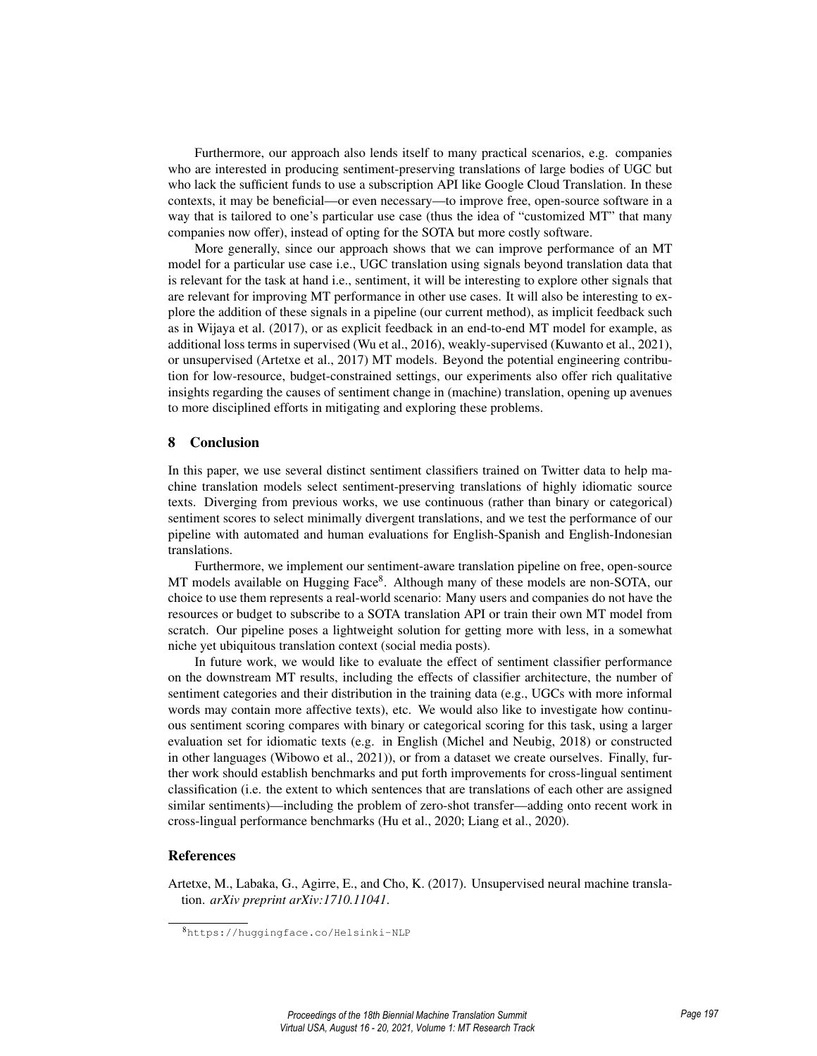Furthermore, our approach also lends itself to many practical scenarios, e.g. companies who are interested in producing sentiment-preserving translations of large bodies of UGC but who lack the sufficient funds to use a subscription API like Google Cloud Translation. In these contexts, it may be beneficial—or even necessary—to improve free, open-source software in a way that is tailored to one's particular use case (thus the idea of "customized MT" that many companies now offer), instead of opting for the SOTA but more costly software.

More generally, since our approach shows that we can improve performance of an MT model for a particular use case i.e., UGC translation using signals beyond translation data that is relevant for the task at hand i.e., sentiment, it will be interesting to explore other signals that are relevant for improving MT performance in other use cases. It will also be interesting to explore the addition of these signals in a pipeline (our current method), as implicit feedback such as in Wijaya et al. (2017), or as explicit feedback in an end-to-end MT model for example, as additional loss terms in supervised (Wu et al., 2016), weakly-supervised (Kuwanto et al., 2021), or unsupervised (Artetxe et al., 2017) MT models. Beyond the potential engineering contribution for low-resource, budget-constrained settings, our experiments also offer rich qualitative insights regarding the causes of sentiment change in (machine) translation, opening up avenues to more disciplined efforts in mitigating and exploring these problems.

## 8 Conclusion

In this paper, we use several distinct sentiment classifiers trained on Twitter data to help machine translation models select sentiment-preserving translations of highly idiomatic source texts. Diverging from previous works, we use continuous (rather than binary or categorical) sentiment scores to select minimally divergent translations, and we test the performance of our pipeline with automated and human evaluations for English-Spanish and English-Indonesian translations.

Furthermore, we implement our sentiment-aware translation pipeline on free, open-source MT models available on Hugging Face[8]. Although many of these models are non-SOTA, our choice to use them represents a real-world scenario: Many users and companies do not have the resources or budget to subscribe to a SOTA translation API or train their own MT model from scratch. Our pipeline poses a lightweight solution for getting more with less, in a somewhat niche yet ubiquitous translation context (social media posts).

In future work, we would like to evaluate the effect of sentiment classifier performance on the downstream MT results, including the effects of classifier architecture, the number of sentiment categories and their distribution in the training data (e.g., UGCs with more informal words may contain more affective texts), etc. We would also like to investigate how continuous sentiment scoring compares with binary or categorical scoring for this task, using a larger evaluation set for idiomatic texts (e.g. in English (Michel and Neubig, 2018) or constructed in other languages (Wibowo et al., 2021)), or from a dataset we create ourselves. Finally, further work should establish benchmarks and put forth improvements for cross-lingual sentiment classification (i.e. the extent to which sentences that are translations of each other are assigned similar sentiments)—including the problem of zero-shot transfer—adding onto recent work in cross-lingual performance benchmarks (Hu et al., 2020; Liang et al., 2020).

## References

Artetxe, M., Labaka, G., Agirre, E., and Cho, K. (2017). Unsupervised neural machine translation. *arXiv preprint arXiv:1710.11041*.

[8]https://huggingface.co/Helsinki-NLP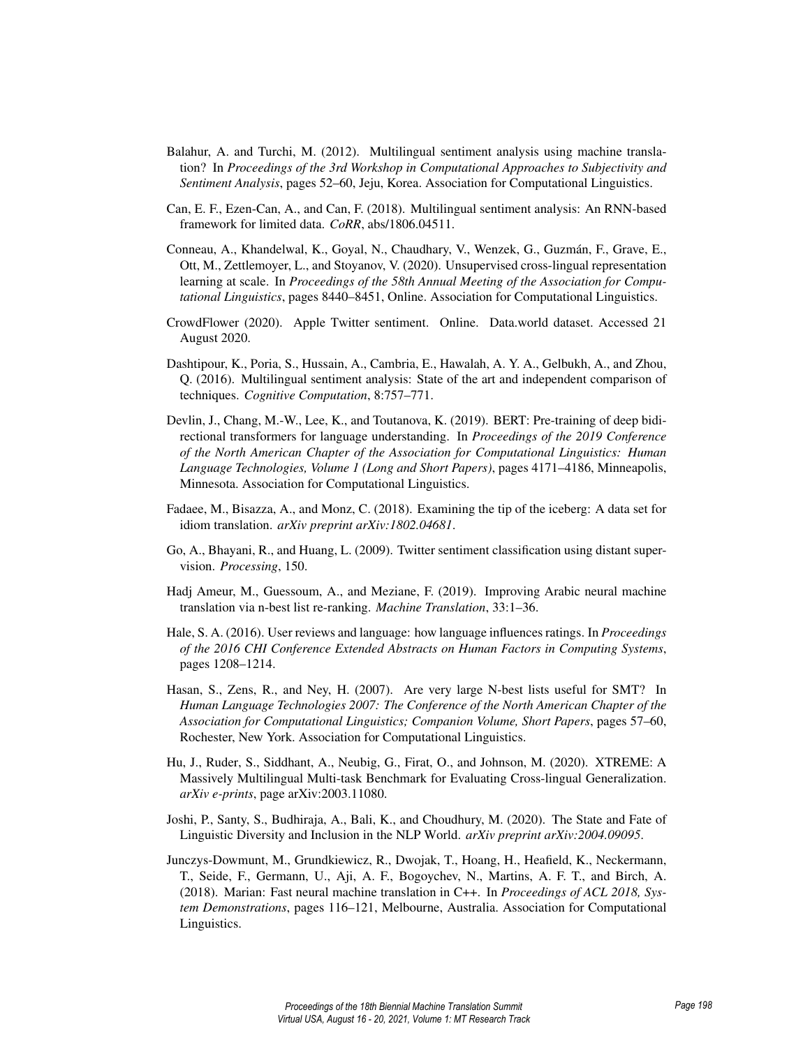Balahur, A. and Turchi, M. (2012). Multilingual sentiment analysis using machine translation? In *Proceedings of the 3rd Workshop in Computational Approaches to Subjectivity and Sentiment Analysis*, pages 52–60, Jeju, Korea. Association for Computational Linguistics.

Can, E. F., Ezen-Can, A., and Can, F. (2018). Multilingual sentiment analysis: An RNN-based framework for limited data. *CoRR*, abs/1806.04511.

Conneau, A., Khandelwal, K., Goyal, N., Chaudhary, V., Wenzek, G., Guzmán, F., Grave, E., Ott, M., Zettlemoyer, L., and Stoyanov, V. (2020). Unsupervised cross-lingual representation learning at scale. In *Proceedings of the 58th Annual Meeting of the Association for Computational Linguistics*, pages 8440–8451, Online. Association for Computational Linguistics.

CrowdFlower (2020). Apple Twitter sentiment. Online. Data.world dataset. Accessed 21 August 2020.

Dashtipour, K., Poria, S., Hussain, A., Cambria, E., Hawalah, A. Y. A., Gelbukh, A., and Zhou, Q. (2016). Multilingual sentiment analysis: State of the art and independent comparison of techniques. *Cognitive Computation*, 8:757–771.

Devlin, J., Chang, M.-W., Lee, K., and Toutanova, K. (2019). BERT: Pre-training of deep bidirectional transformers for language understanding. In *Proceedings of the 2019 Conference of the North American Chapter of the Association for Computational Linguistics: Human Language Technologies, Volume 1 (Long and Short Papers)*, pages 4171–4186, Minneapolis, Minnesota. Association for Computational Linguistics.

Fadaee, M., Bisazza, A., and Monz, C. (2018). Examining the tip of the iceberg: A data set for idiom translation. *arXiv preprint arXiv:1802.04681*.

Go, A., Bhayani, R., and Huang, L. (2009). Twitter sentiment classification using distant supervision. *Processing*, 150.

Hadj Ameur, M., Guessoum, A., and Meziane, F. (2019). Improving Arabic neural machine translation via n-best list re-ranking. *Machine Translation*, 33:1–36.

Hale, S. A. (2016). User reviews and language: how language influences ratings. In *Proceedings of the 2016 CHI Conference Extended Abstracts on Human Factors in Computing Systems*, pages 1208–1214.

Hasan, S., Zens, R., and Ney, H. (2007). Are very large N-best lists useful for SMT? In *Human Language Technologies 2007: The Conference of the North American Chapter of the Association for Computational Linguistics; Companion Volume, Short Papers*, pages 57–60, Rochester, New York. Association for Computational Linguistics.

Hu, J., Ruder, S., Siddhant, A., Neubig, G., Firat, O., and Johnson, M. (2020). XTREME: A Massively Multilingual Multi-task Benchmark for Evaluating Cross-lingual Generalization. *arXiv e-prints*, page arXiv:2003.11080.

Joshi, P., Santy, S., Budhiraja, A., Bali, K., and Choudhury, M. (2020). The State and Fate of Linguistic Diversity and Inclusion in the NLP World. *arXiv preprint arXiv:2004.09095*.

Junczys-Dowmunt, M., Grundkiewicz, R., Dwojak, T., Hoang, H., Heafield, K., Neckermann, T., Seide, F., Germann, U., Aji, A. F., Bogoychev, N., Martins, A. F. T., and Birch, A. (2018). Marian: Fast neural machine translation in C++. In *Proceedings of ACL 2018, System Demonstrations*, pages 116–121, Melbourne, Australia. Association for Computational Linguistics.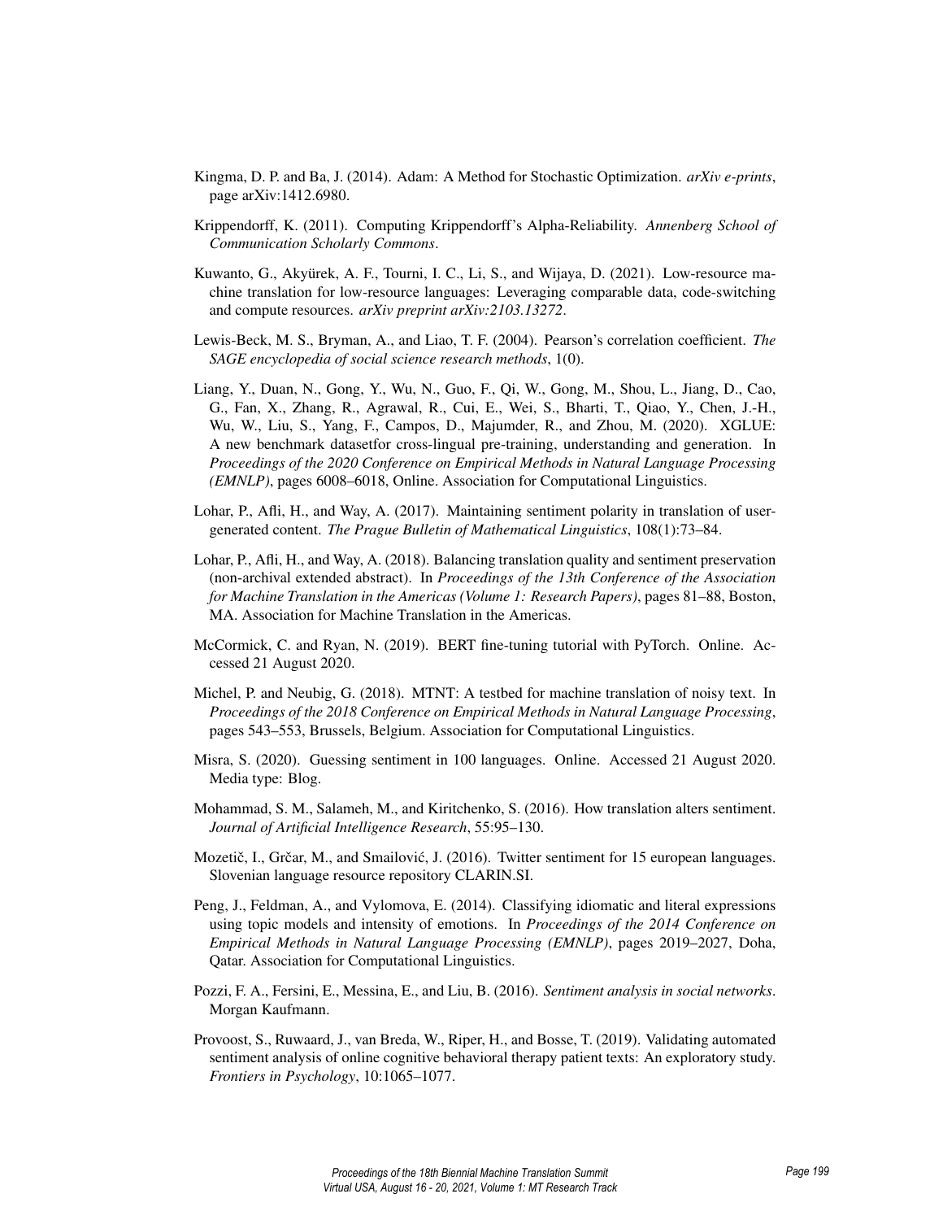Kingma, D. P. and Ba, J. (2014). Adam: A Method for Stochastic Optimization. *arXiv e-prints*, page arXiv:1412.6980.

Krippendorff, K. (2011). Computing Krippendorff's Alpha-Reliability. *Annenberg School of Communication Scholarly Commons*.

Kuwanto, G., Akyürek, A. F., Tourni, I. C., Li, S., and Wijaya, D. (2021). Low-resource machine translation for low-resource languages: Leveraging comparable data, code-switching and compute resources. *arXiv preprint arXiv:2103.13272*.

Lewis-Beck, M. S., Bryman, A., and Liao, T. F. (2004). Pearson's correlation coefficient. *The SAGE encyclopedia of social science research methods*, 1(0).

Liang, Y., Duan, N., Gong, Y., Wu, N., Guo, F., Qi, W., Gong, M., Shou, L., Jiang, D., Cao, G., Fan, X., Zhang, R., Agrawal, R., Cui, E., Wei, S., Bharti, T., Qiao, Y., Chen, J.-H., Wu, W., Liu, S., Yang, F., Campos, D., Majumder, R., and Zhou, M. (2020). XGLUE: A new benchmark datasetfor cross-lingual pre-training, understanding and generation. In *Proceedings of the 2020 Conference on Empirical Methods in Natural Language Processing (EMNLP)*, pages 6008–6018, Online. Association for Computational Linguistics.

Lohar, P., Afli, H., and Way, A. (2017). Maintaining sentiment polarity in translation of user-generated content. *The Prague Bulletin of Mathematical Linguistics*, 108(1):73–84.

Lohar, P., Afli, H., and Way, A. (2018). Balancing translation quality and sentiment preservation (non-archival extended abstract). In *Proceedings of the 13th Conference of the Association for Machine Translation in the Americas (Volume 1: Research Papers)*, pages 81–88, Boston, MA. Association for Machine Translation in the Americas.

McCormick, C. and Ryan, N. (2019). BERT fine-tuning tutorial with PyTorch. Online. Accessed 21 August 2020.

Michel, P. and Neubig, G. (2018). MTNT: A testbed for machine translation of noisy text. In *Proceedings of the 2018 Conference on Empirical Methods in Natural Language Processing*, pages 543–553, Brussels, Belgium. Association for Computational Linguistics.

Misra, S. (2020). Guessing sentiment in 100 languages. Online. Accessed 21 August 2020. Media type: Blog.

Mohammad, S. M., Salameh, M., and Kiritchenko, S. (2016). How translation alters sentiment. *Journal of Artificial Intelligence Research*, 55:95–130.

Mozetič, I., Grčar, M., and Smailović, J. (2016). Twitter sentiment for 15 european languages. Slovenian language resource repository CLARIN.SI.

Peng, J., Feldman, A., and Vylomova, E. (2014). Classifying idiomatic and literal expressions using topic models and intensity of emotions. In *Proceedings of the 2014 Conference on Empirical Methods in Natural Language Processing (EMNLP)*, pages 2019–2027, Doha, Qatar. Association for Computational Linguistics.

Pozzi, F. A., Fersini, E., Messina, E., and Liu, B. (2016). *Sentiment analysis in social networks*. Morgan Kaufmann.

Provoost, S., Ruwaard, J., van Breda, W., Riper, H., and Bosse, T. (2019). Validating automated sentiment analysis of online cognitive behavioral therapy patient texts: An exploratory study. *Frontiers in Psychology*, 10:1065–1077.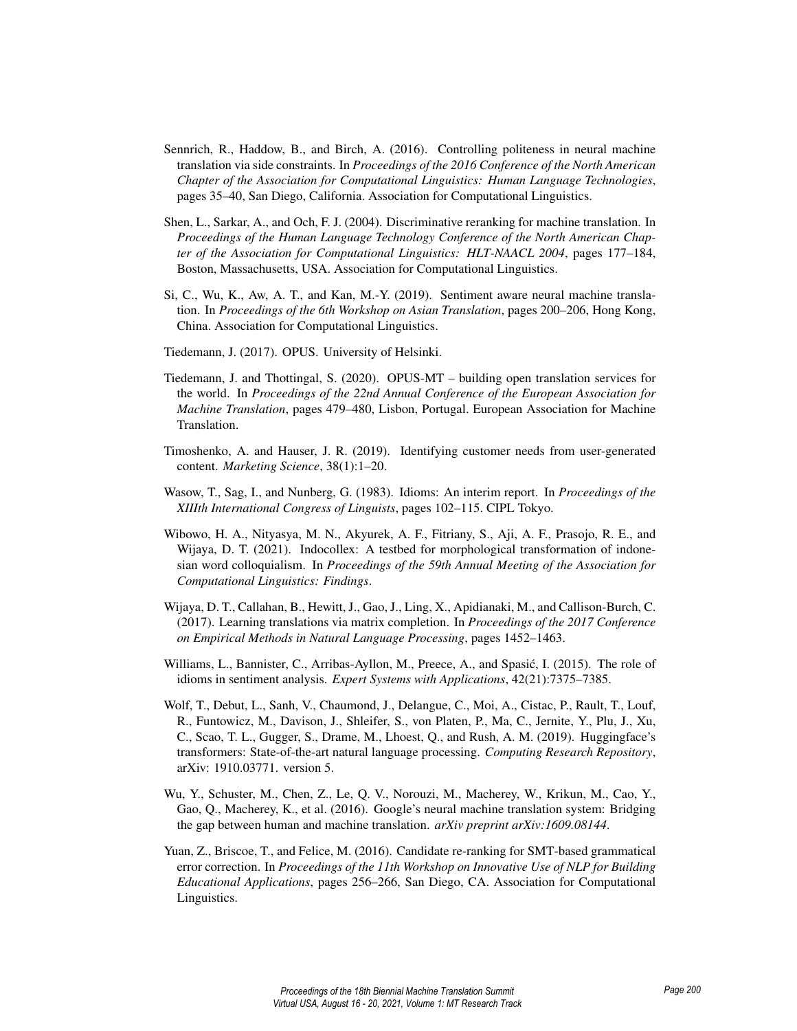Sennrich, R., Haddow, B., and Birch, A. (2016). Controlling politeness in neural machine translation via side constraints. In *Proceedings of the 2016 Conference of the North American Chapter of the Association for Computational Linguistics: Human Language Technologies*, pages 35–40, San Diego, California. Association for Computational Linguistics.

Shen, L., Sarkar, A., and Och, F. J. (2004). Discriminative reranking for machine translation. In *Proceedings of the Human Language Technology Conference of the North American Chapter of the Association for Computational Linguistics: HLT-NAACL 2004*, pages 177–184, Boston, Massachusetts, USA. Association for Computational Linguistics.

Si, C., Wu, K., Aw, A. T., and Kan, M.-Y. (2019). Sentiment aware neural machine translation. In *Proceedings of the 6th Workshop on Asian Translation*, pages 200–206, Hong Kong, China. Association for Computational Linguistics.

Tiedemann, J. (2017). OPUS. University of Helsinki.

Tiedemann, J. and Thottingal, S. (2020). OPUS-MT – building open translation services for the world. In *Proceedings of the 22nd Annual Conference of the European Association for Machine Translation*, pages 479–480, Lisbon, Portugal. European Association for Machine Translation.

Timoshenko, A. and Hauser, J. R. (2019). Identifying customer needs from user-generated content. *Marketing Science*, 38(1):1–20.

Wasow, T., Sag, I., and Nunberg, G. (1983). Idioms: An interim report. In *Proceedings of the XIIIth International Congress of Linguists*, pages 102–115. CIPL Tokyo.

Wibowo, H. A., Nityasya, M. N., Akyurek, A. F., Fitriany, S., Aji, A. F., Prasojo, R. E., and Wijaya, D. T. (2021). Indocollex: A testbed for morphological transformation of indonesian word colloquialism. In *Proceedings of the 59th Annual Meeting of the Association for Computational Linguistics: Findings*.

Wijaya, D. T., Callahan, B., Hewitt, J., Gao, J., Ling, X., Apidianaki, M., and Callison-Burch, C. (2017). Learning translations via matrix completion. In *Proceedings of the 2017 Conference on Empirical Methods in Natural Language Processing*, pages 1452–1463.

Williams, L., Bannister, C., Arribas-Ayllon, M., Preece, A., and Spasić, I. (2015). The role of idioms in sentiment analysis. *Expert Systems with Applications*, 42(21):7375–7385.

Wolf, T., Debut, L., Sanh, V., Chaumond, J., Delangue, C., Moi, A., Cistac, P., Rault, T., Louf, R., Funtowicz, M., Davison, J., Shleifer, S., von Platen, P., Ma, C., Jernite, Y., Plu, J., Xu, C., Scao, T. L., Gugger, S., Drame, M., Lhoest, Q., and Rush, A. M. (2019). Huggingface's transformers: State-of-the-art natural language processing. *Computing Research Repository*, arXiv: 1910.03771. version 5.

Wu, Y., Schuster, M., Chen, Z., Le, Q. V., Norouzi, M., Macherey, W., Krikun, M., Cao, Y., Gao, Q., Macherey, K., et al. (2016). Google's neural machine translation system: Bridging the gap between human and machine translation. *arXiv preprint arXiv:1609.08144*.

Yuan, Z., Briscoe, T., and Felice, M. (2016). Candidate re-ranking for SMT-based grammatical error correction. In *Proceedings of the 11th Workshop on Innovative Use of NLP for Building Educational Applications*, pages 256–266, San Diego, CA. Association for Computational Linguistics.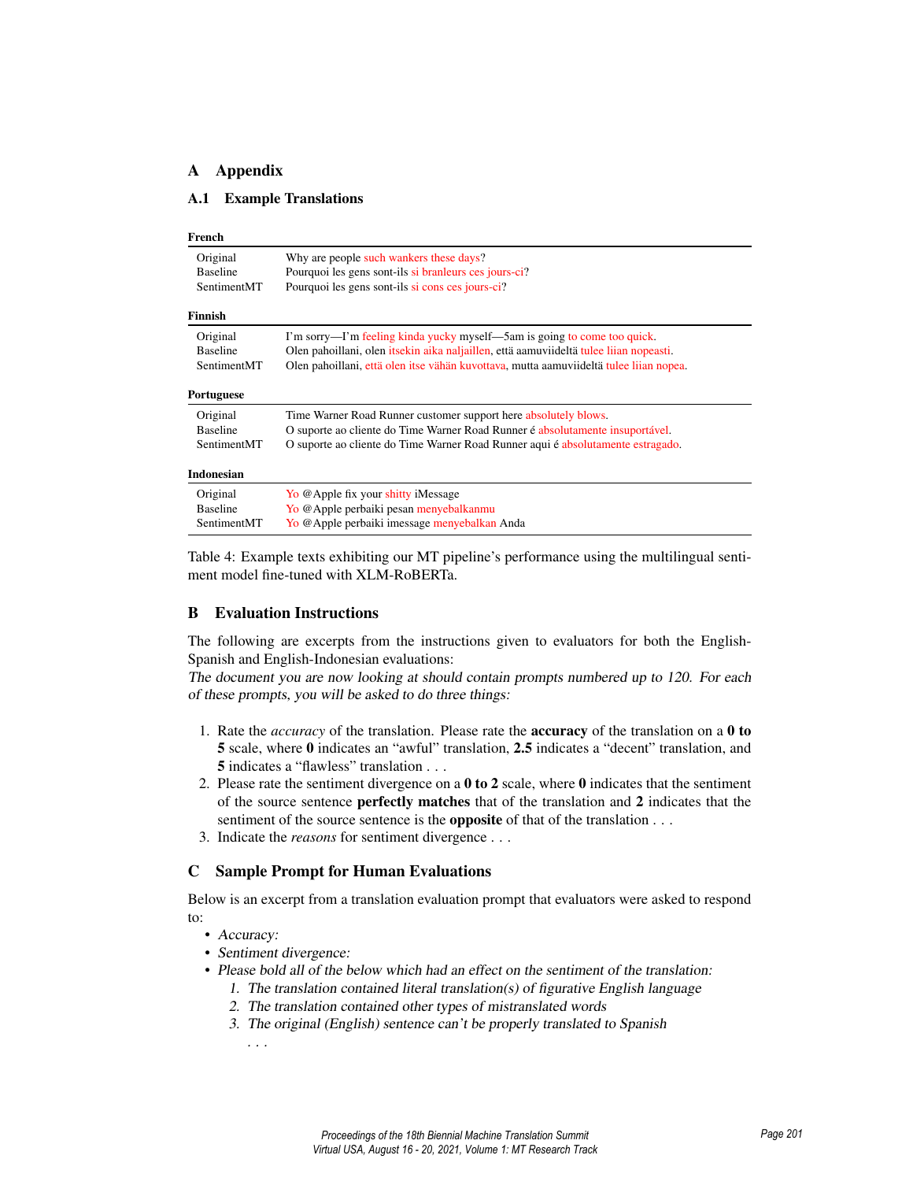# A Appendix

## A.1 Example Translations

**French**

| | |
|---|---|
| Original | Why are people such wankers these days? |
| Baseline | Pourquoi les gens sont-ils si branleurs ces jours-ci? |
| SentimentMT | Pourquoi les gens sont-ils si cons ces jours-ci? |

**Finnish**

| | |
|---|---|
| Original | I'm sorry—I'm feeling kinda yucky myself—5am is going to come too quick. |
| Baseline | Olen pahoillani, olen itsekin aika naljaillen, että aamuviideltä tulee liian nopeasti. |
| SentimentMT | Olen pahoillani, että olen itse vähän kuvottava, mutta aamuviideltä tulee liian nopea. |

**Portuguese**

| | |
|---|---|
| Original | Time Warner Road Runner customer support here absolutely blows. |
| Baseline | O suporte ao cliente do Time Warner Road Runner é absolutamente insuportável. |
| SentimentMT | O suporte ao cliente do Time Warner Road Runner aqui é absolutamente estragado. |

**Indonesian**

| | |
|---|---|
| Original | Yo @Apple fix your shitty iMessage |
| Baseline | Yo @Apple perbaiki pesan menyebalkanmu |
| SentimentMT | Yo @Apple perbaiki imessage menyebalkan Anda |

Table 4: Example texts exhibiting our MT pipeline's performance using the multilingual sentiment model fine-tuned with XLM-RoBERTa.

# B Evaluation Instructions

The following are excerpts from the instructions given to evaluators for both the English-Spanish and English-Indonesian evaluations:

*The document you are now looking at should contain prompts numbered up to 120. For each of these prompts, you will be asked to do three things:*

1. Rate the *accuracy* of the translation. Please rate the **accuracy** of the translation on a **0 to 5** scale, where **0** indicates an "awful" translation, **2.5** indicates a "decent" translation, and **5** indicates a "flawless" translation . . .
2. Please rate the sentiment divergence on a **0 to 2** scale, where **0** indicates that the sentiment of the source sentence **perfectly matches** that of the translation and **2** indicates that the sentiment of the source sentence is the **opposite** of that of the translation . . .
3. Indicate the *reasons* for sentiment divergence . . .

# C Sample Prompt for Human Evaluations

Below is an excerpt from a translation evaluation prompt that evaluators were asked to respond to:

- *Accuracy:*
- *Sentiment divergence:*
- *Please bold all of the below which had an effect on the sentiment of the translation:*
  1. *The translation contained literal translation(s) of figurative English language*
  2. *The translation contained other types of mistranslated words*
  3. *The original (English) sentence can't be properly translated to Spanish*

  . . .